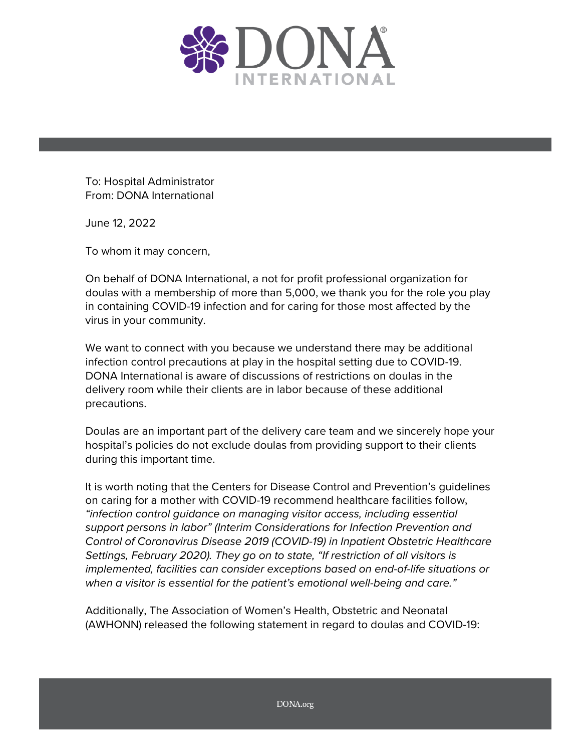To: Hospital Administrator
From: DONA International

June 12, 2022

To whom it may concern,

On behalf of DONA International, a not for profit professional organization for doulas with a membership of more than 5,000, we thank you for the role you play in containing COVID-19 infection and for caring for those most affected by the virus in your community.

We want to connect with you because we understand there may be additional infection control precautions at play in the hospital setting due to COVID-19. DONA International is aware of discussions of restrictions on doulas in the delivery room while their clients are in labor because of these additional precautions.

Doulas are an important part of the delivery care team and we sincerely hope your hospital's policies do not exclude doulas from providing support to their clients during this important time.

It is worth noting that the Centers for Disease Control and Prevention's guidelines on caring for a mother with COVID-19 recommend healthcare facilities follow, *"infection control guidance on managing visitor access, including essential support persons in labor" (Interim Considerations for Infection Prevention and Control of Coronavirus Disease 2019 (COVID-19) in Inpatient Obstetric Healthcare Settings, February 2020). They go on to state, "If restriction of all visitors is implemented, facilities can consider exceptions based on end-of-life situations or when a visitor is essential for the patient's emotional well-being and care."*

Additionally, The Association of Women's Health, Obstetric and Neonatal (AWHONN) released the following statement in regard to doulas and COVID-19: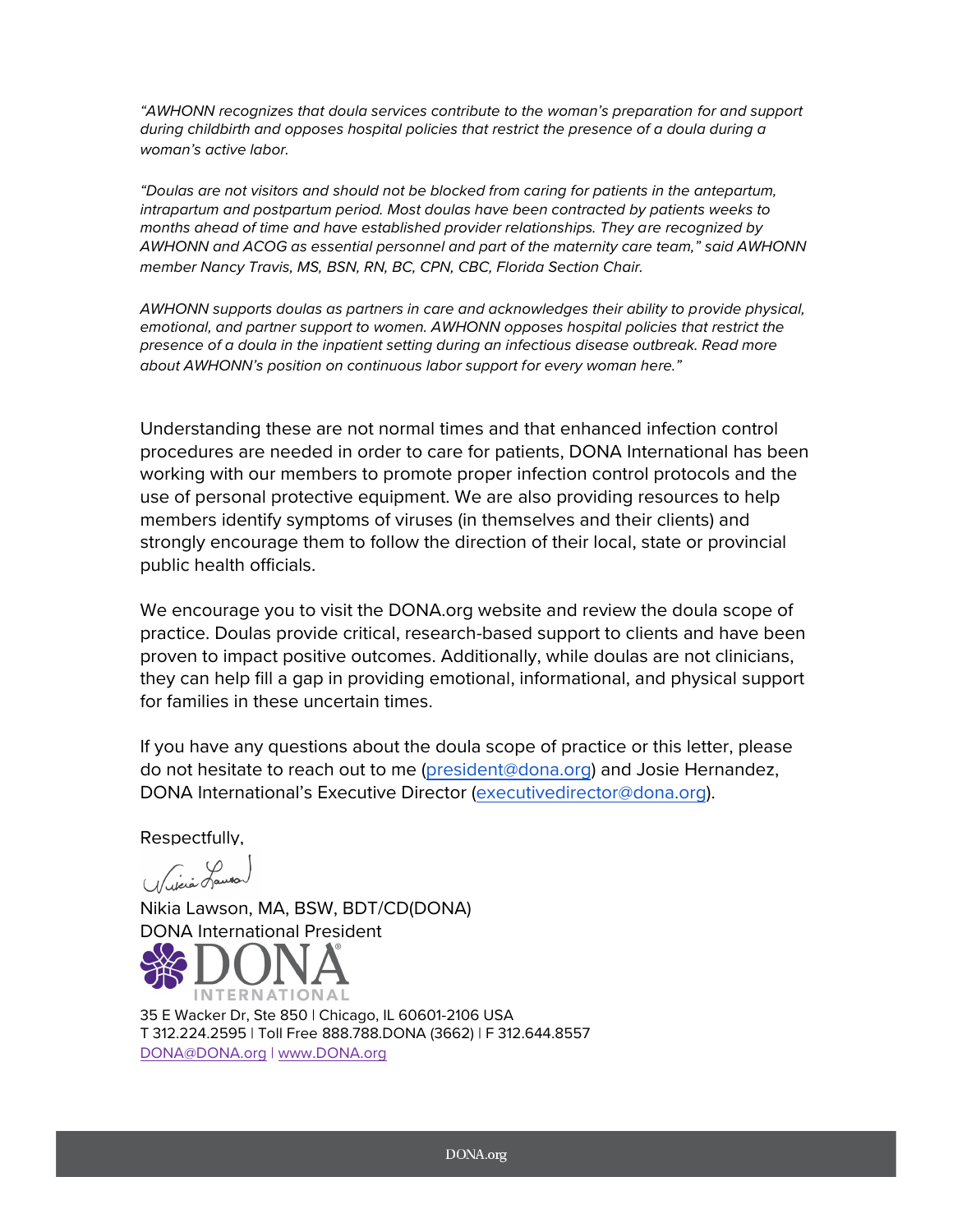*"AWHONN recognizes that doula services contribute to the woman's preparation for and support during childbirth and opposes hospital policies that restrict the presence of a doula during a woman's active labor.*

*"Doulas are not visitors and should not be blocked from caring for patients in the antepartum, intrapartum and postpartum period. Most doulas have been contracted by patients weeks to months ahead of time and have established provider relationships. They are recognized by AWHONN and ACOG as essential personnel and part of the maternity care team," said AWHONN member Nancy Travis, MS, BSN, RN, BC, CPN, CBC, Florida Section Chair.*

*AWHONN supports doulas as partners in care and acknowledges their ability to provide physical, emotional, and partner support to women. AWHONN opposes hospital policies that restrict the presence of a doula in the inpatient setting during an infectious disease outbreak. Read more about AWHONN's position on continuous labor support for every woman here."*

Understanding these are not normal times and that enhanced infection control procedures are needed in order to care for patients, DONA International has been working with our members to promote proper infection control protocols and the use of personal protective equipment. We are also providing resources to help members identify symptoms of viruses (in themselves and their clients) and strongly encourage them to follow the direction of their local, state or provincial public health officials.

We encourage you to visit the DONA.org website and review the doula scope of practice. Doulas provide critical, research-based support to clients and have been proven to impact positive outcomes. Additionally, while doulas are not clinicians, they can help fill a gap in providing emotional, informational, and physical support for families in these uncertain times.

If you have any questions about the doula scope of practice or this letter, please do not hesitate to reach out to me (president@dona.org) and Josie Hernandez, DONA International's Executive Director (executivedirector@dona.org).

Respectfully,

Nikia Lawson, MA, BSW, BDT/CD(DONA)
DONA International President

DONA INTERNATIONAL

35 E Wacker Dr, Ste 850 | Chicago, IL 60601-2106 USA
T 312.224.2595 | Toll Free 888.788.DONA (3662) | F 312.644.8557
DONA@DONA.org | www.DONA.org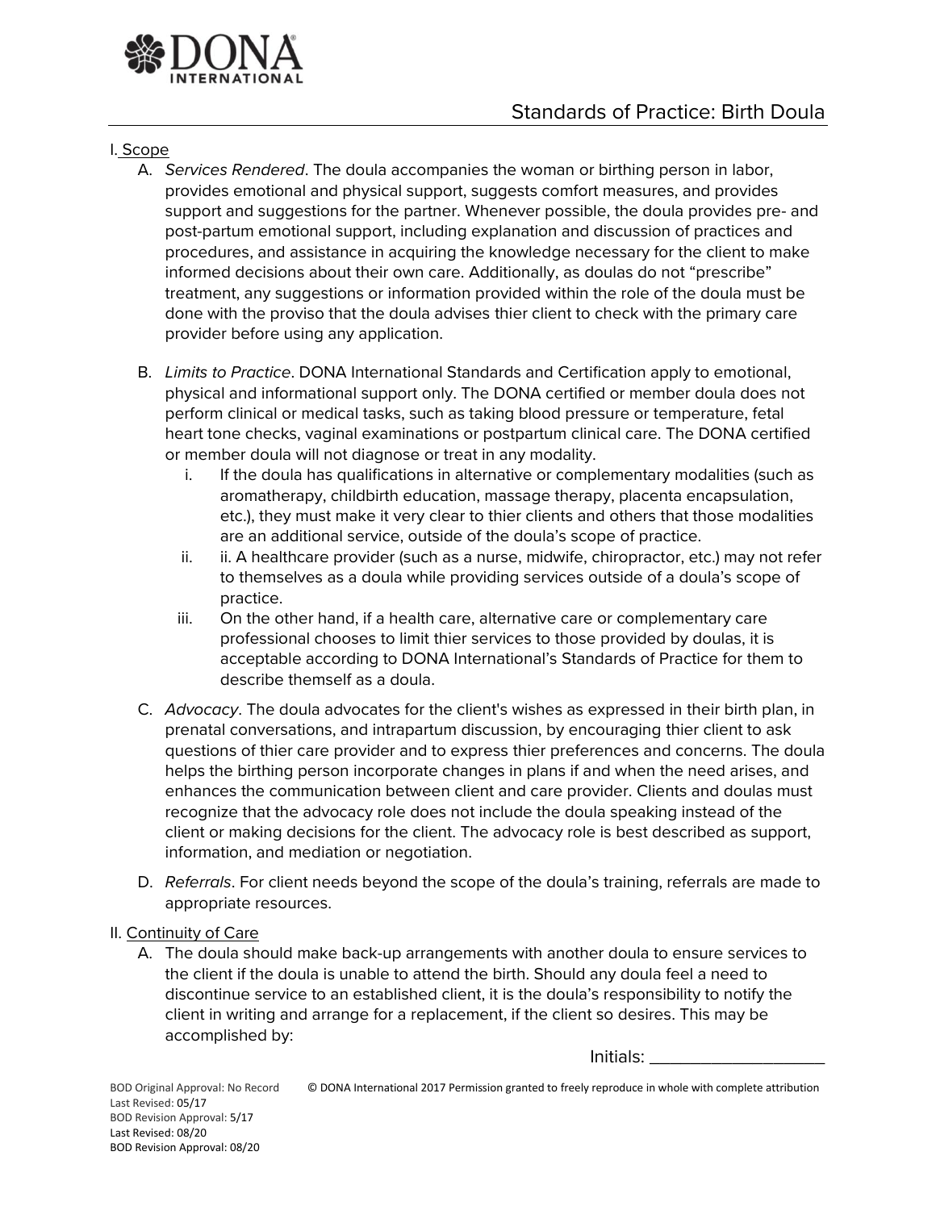DONA INTERNATIONAL

# Standards of Practice: Birth Doula

## I. Scope

A. *Services Rendered*. The doula accompanies the woman or birthing person in labor, provides emotional and physical support, suggests comfort measures, and provides support and suggestions for the partner. Whenever possible, the doula provides pre- and post-partum emotional support, including explanation and discussion of practices and procedures, and assistance in acquiring the knowledge necessary for the client to make informed decisions about their own care. Additionally, as doulas do not "prescribe" treatment, any suggestions or information provided within the role of the doula must be done with the proviso that the doula advises thier client to check with the primary care provider before using any application.

B. *Limits to Practice*. DONA International Standards and Certification apply to emotional, physical and informational support only. The DONA certified or member doula does not perform clinical or medical tasks, such as taking blood pressure or temperature, fetal heart tone checks, vaginal examinations or postpartum clinical care. The DONA certified or member doula will not diagnose or treat in any modality.

   i. If the doula has qualifications in alternative or complementary modalities (such as aromatherapy, childbirth education, massage therapy, placenta encapsulation, etc.), they must make it very clear to thier clients and others that those modalities are an additional service, outside of the doula's scope of practice.

   ii. ii. A healthcare provider (such as a nurse, midwife, chiropractor, etc.) may not refer to themselves as a doula while providing services outside of a doula's scope of practice.

   iii. On the other hand, if a health care, alternative care or complementary care professional chooses to limit thier services to those provided by doulas, it is acceptable according to DONA International's Standards of Practice for them to describe themself as a doula.

C. *Advocacy*. The doula advocates for the client's wishes as expressed in their birth plan, in prenatal conversations, and intrapartum discussion, by encouraging thier client to ask questions of thier care provider and to express thier preferences and concerns. The doula helps the birthing person incorporate changes in plans if and when the need arises, and enhances the communication between client and care provider. Clients and doulas must recognize that the advocacy role does not include the doula speaking instead of the client or making decisions for the client. The advocacy role is best described as support, information, and mediation or negotiation.

D. *Referrals*. For client needs beyond the scope of the doula's training, referrals are made to appropriate resources.

## II. Continuity of Care

A. The doula should make back-up arrangements with another doula to ensure services to the client if the doula is unable to attend the birth. Should any doula feel a need to discontinue service to an established client, it is the doula's responsibility to notify the client in writing and arrange for a replacement, if the client so desires. This may be accomplished by:

Initials: ___________________

BOD Original Approval: No Record
Last Revised: 05/17
BOD Revision Approval: 5/17
Last Revised: 08/20
BOD Revision Approval: 08/20

© DONA International 2017 Permission granted to freely reproduce in whole with complete attribution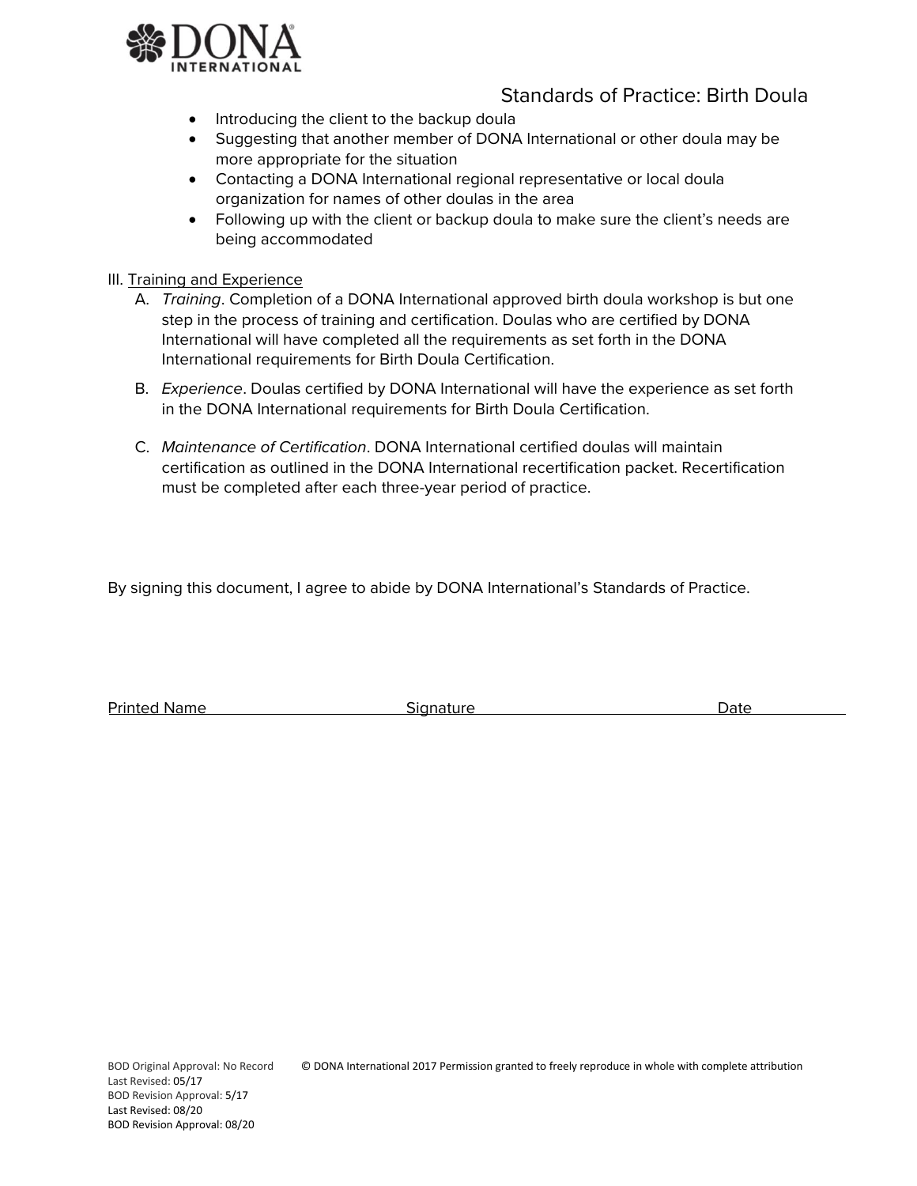- Introducing the client to the backup doula
- Suggesting that another member of DONA International or other doula may be more appropriate for the situation
- Contacting a DONA International regional representative or local doula organization for names of other doulas in the area
- Following up with the client or backup doula to make sure the client's needs are being accommodated

III. Training and Experience

A. *Training*. Completion of a DONA International approved birth doula workshop is but one step in the process of training and certification. Doulas who are certified by DONA International will have completed all the requirements as set forth in the DONA International requirements for Birth Doula Certification.

B. *Experience*. Doulas certified by DONA International will have the experience as set forth in the DONA International requirements for Birth Doula Certification.

C. *Maintenance of Certification*. DONA International certified doulas will maintain certification as outlined in the DONA International recertification packet. Recertification must be completed after each three-year period of practice.

By signing this document, I agree to abide by DONA International's Standards of Practice.

Printed Name ______________________ Signature ______________________ Date __________

BOD Original Approval: No Record
Last Revised: 05/17
BOD Revision Approval: 5/17
Last Revised: 08/20
BOD Revision Approval: 08/20

© DONA International 2017 Permission granted to freely reproduce in whole with complete attribution